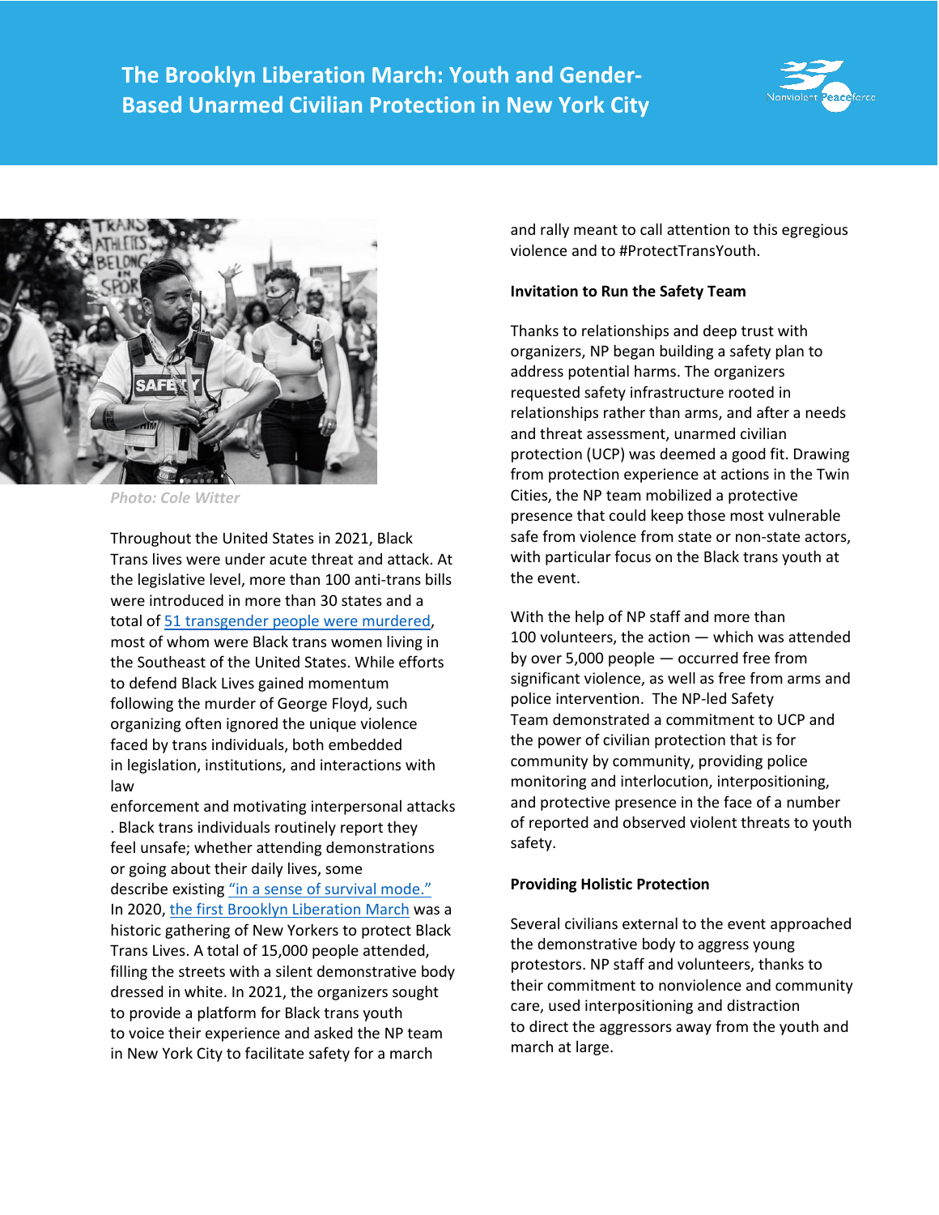# The Brooklyn Liberation March: Youth and Gender-Based Unarmed Civilian Protection in New York City

*Photo: Cole Witter*

Throughout the United States in 2021, Black Trans lives were under acute threat and attack. At the legislative level, more than 100 anti-trans bills were introduced in more than 30 states and a total of 51 transgender people were murdered, most of whom were Black trans women living in the Southeast of the United States. While efforts to defend Black Lives gained momentum following the murder of George Floyd, such organizing often ignored the unique violence faced by trans individuals, both embedded in legislation, institutions, and interactions with law enforcement and motivating interpersonal attacks. Black trans individuals routinely report they feel unsafe; whether attending demonstrations or going about their daily lives, some describe existing "in a sense of survival mode." In 2020, the first Brooklyn Liberation March was a historic gathering of New Yorkers to protect Black Trans Lives. A total of 15,000 people attended, filling the streets with a silent demonstrative body dressed in white. In 2021, the organizers sought to provide a platform for Black trans youth to voice their experience and asked the NP team in New York City to facilitate safety for a march and rally meant to call attention to this egregious violence and to #ProtectTransYouth.

**Invitation to Run the Safety Team**

Thanks to relationships and deep trust with organizers, NP began building a safety plan to address potential harms. The organizers requested safety infrastructure rooted in relationships rather than arms, and after a needs and threat assessment, unarmed civilian protection (UCP) was deemed a good fit. Drawing from protection experience at actions in the Twin Cities, the NP team mobilized a protective presence that could keep those most vulnerable safe from violence from state or non-state actors, with particular focus on the Black trans youth at the event.

With the help of NP staff and more than 100 volunteers, the action — which was attended by over 5,000 people — occurred free from significant violence, as well as free from arms and police intervention. The NP-led Safety Team demonstrated a commitment to UCP and the power of civilian protection that is for community by community, providing police monitoring and interlocution, interpositioning, and protective presence in the face of a number of reported and observed violent threats to youth safety.

**Providing Holistic Protection**

Several civilians external to the event approached the demonstrative body to aggress young protestors. NP staff and volunteers, thanks to their commitment to nonviolence and community care, used interpositioning and distraction to direct the aggressors away from the youth and march at large.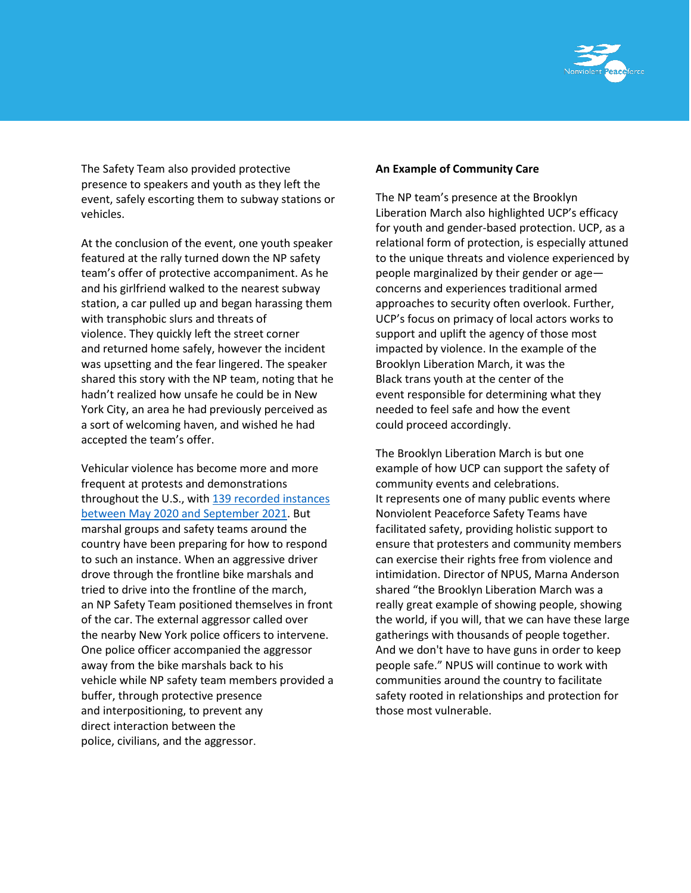The Safety Team also provided protective presence to speakers and youth as they left the event, safely escorting them to subway stations or vehicles.

At the conclusion of the event, one youth speaker featured at the rally turned down the NP safety team's offer of protective accompaniment. As he and his girlfriend walked to the nearest subway station, a car pulled up and began harassing them with transphobic slurs and threats of violence. They quickly left the street corner and returned home safely, however the incident was upsetting and the fear lingered. The speaker shared this story with the NP team, noting that he hadn't realized how unsafe he could be in New York City, an area he had previously perceived as a sort of welcoming haven, and wished he had accepted the team's offer.

Vehicular violence has become more and more frequent at protests and demonstrations throughout the U.S., with 139 recorded instances between May 2020 and September 2021. But marshal groups and safety teams around the country have been preparing for how to respond to such an instance. When an aggressive driver drove through the frontline bike marshals and tried to drive into the frontline of the march, an NP Safety Team positioned themselves in front of the car. The external aggressor called over the nearby New York police officers to intervene. One police officer accompanied the aggressor away from the bike marshals back to his vehicle while NP safety team members provided a buffer, through protective presence and interpositioning, to prevent any direct interaction between the police, civilians, and the aggressor.

**An Example of Community Care**

The NP team's presence at the Brooklyn Liberation March also highlighted UCP's efficacy for youth and gender-based protection. UCP, as a relational form of protection, is especially attuned to the unique threats and violence experienced by people marginalized by their gender or age—concerns and experiences traditional armed approaches to security often overlook. Further, UCP's focus on primacy of local actors works to support and uplift the agency of those most impacted by violence. In the example of the Brooklyn Liberation March, it was the Black trans youth at the center of the event responsible for determining what they needed to feel safe and how the event could proceed accordingly.

The Brooklyn Liberation March is but one example of how UCP can support the safety of community events and celebrations. It represents one of many public events where Nonviolent Peaceforce Safety Teams have facilitated safety, providing holistic support to ensure that protesters and community members can exercise their rights free from violence and intimidation. Director of NPUS, Marna Anderson shared "the Brooklyn Liberation March was a really great example of showing people, showing the world, if you will, that we can have these large gatherings with thousands of people together. And we don't have to have guns in order to keep people safe." NPUS will continue to work with communities around the country to facilitate safety rooted in relationships and protection for those most vulnerable.